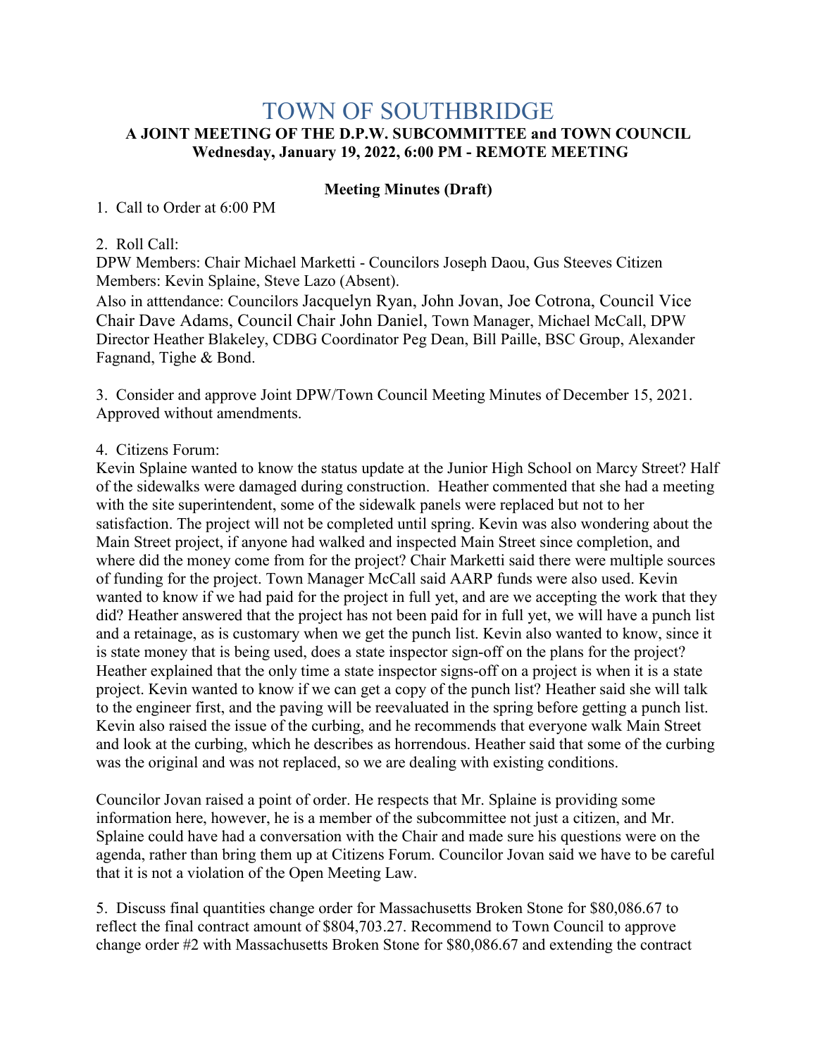# TOWN OF SOUTHBRIDGE

**A JOINT MEETING OF THE D.P.W. SUBCOMMITTEE and TOWN COUNCIL**
**Wednesday, January 19, 2022, 6:00 PM - REMOTE MEETING**

**Meeting Minutes (Draft)**

1. Call to Order at 6:00 PM

2. Roll Call:
DPW Members: Chair Michael Marketti - Councilors Joseph Daou, Gus Steeves Citizen Members: Kevin Splaine, Steve Lazo (Absent).
Also in atttendance: Councilors Jacquelyn Ryan, John Jovan, Joe Cotrona, Council Vice Chair Dave Adams, Council Chair John Daniel, Town Manager, Michael McCall, DPW Director Heather Blakeley, CDBG Coordinator Peg Dean, Bill Paille, BSC Group, Alexander Fagnand, Tighe & Bond.

3. Consider and approve Joint DPW/Town Council Meeting Minutes of December 15, 2021. Approved without amendments.

4. Citizens Forum:
Kevin Splaine wanted to know the status update at the Junior High School on Marcy Street? Half of the sidewalks were damaged during construction. Heather commented that she had a meeting with the site superintendent, some of the sidewalk panels were replaced but not to her satisfaction. The project will not be completed until spring. Kevin was also wondering about the Main Street project, if anyone had walked and inspected Main Street since completion, and where did the money come from for the project? Chair Marketti said there were multiple sources of funding for the project. Town Manager McCall said AARP funds were also used. Kevin wanted to know if we had paid for the project in full yet, and are we accepting the work that they did? Heather answered that the project has not been paid for in full yet, we will have a punch list and a retainage, as is customary when we get the punch list. Kevin also wanted to know, since it is state money that is being used, does a state inspector sign-off on the plans for the project? Heather explained that the only time a state inspector signs-off on a project is when it is a state project. Kevin wanted to know if we can get a copy of the punch list? Heather said she will talk to the engineer first, and the paving will be reevaluated in the spring before getting a punch list. Kevin also raised the issue of the curbing, and he recommends that everyone walk Main Street and look at the curbing, which he describes as horrendous. Heather said that some of the curbing was the original and was not replaced, so we are dealing with existing conditions.

Councilor Jovan raised a point of order. He respects that Mr. Splaine is providing some information here, however, he is a member of the subcommittee not just a citizen, and Mr. Splaine could have had a conversation with the Chair and made sure his questions were on the agenda, rather than bring them up at Citizens Forum. Councilor Jovan said we have to be careful that it is not a violation of the Open Meeting Law.

5. Discuss final quantities change order for Massachusetts Broken Stone for $80,086.67 to reflect the final contract amount of $804,703.27. Recommend to Town Council to approve change order #2 with Massachusetts Broken Stone for $80,086.67 and extending the contract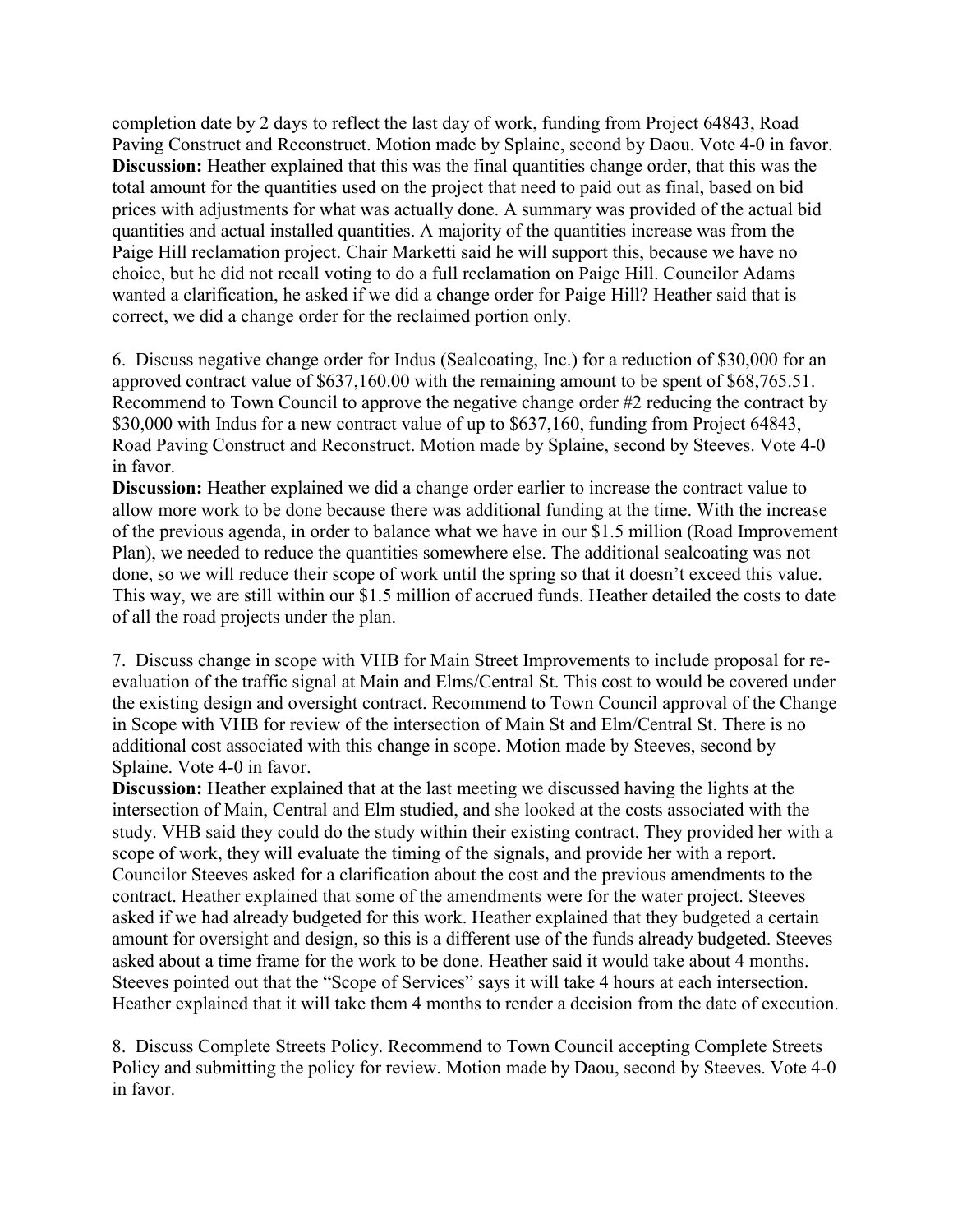completion date by 2 days to reflect the last day of work, funding from Project 64843, Road Paving Construct and Reconstruct. Motion made by Splaine, second by Daou. Vote 4-0 in favor.
**Discussion:** Heather explained that this was the final quantities change order, that this was the total amount for the quantities used on the project that need to paid out as final, based on bid prices with adjustments for what was actually done. A summary was provided of the actual bid quantities and actual installed quantities. A majority of the quantities increase was from the Paige Hill reclamation project. Chair Marketti said he will support this, because we have no choice, but he did not recall voting to do a full reclamation on Paige Hill. Councilor Adams wanted a clarification, he asked if we did a change order for Paige Hill? Heather said that is correct, we did a change order for the reclaimed portion only.

6. Discuss negative change order for Indus (Sealcoating, Inc.) for a reduction of $30,000 for an approved contract value of $637,160.00 with the remaining amount to be spent of $68,765.51. Recommend to Town Council to approve the negative change order #2 reducing the contract by $30,000 with Indus for a new contract value of up to $637,160, funding from Project 64843, Road Paving Construct and Reconstruct. Motion made by Splaine, second by Steeves. Vote 4-0 in favor.
**Discussion:** Heather explained we did a change order earlier to increase the contract value to allow more work to be done because there was additional funding at the time. With the increase of the previous agenda, in order to balance what we have in our $1.5 million (Road Improvement Plan), we needed to reduce the quantities somewhere else. The additional sealcoating was not done, so we will reduce their scope of work until the spring so that it doesn't exceed this value. This way, we are still within our $1.5 million of accrued funds. Heather detailed the costs to date of all the road projects under the plan.

7. Discuss change in scope with VHB for Main Street Improvements to include proposal for re-evaluation of the traffic signal at Main and Elms/Central St. This cost to would be covered under the existing design and oversight contract. Recommend to Town Council approval of the Change in Scope with VHB for review of the intersection of Main St and Elm/Central St. There is no additional cost associated with this change in scope. Motion made by Steeves, second by Splaine. Vote 4-0 in favor.
**Discussion:** Heather explained that at the last meeting we discussed having the lights at the intersection of Main, Central and Elm studied, and she looked at the costs associated with the study. VHB said they could do the study within their existing contract. They provided her with a scope of work, they will evaluate the timing of the signals, and provide her with a report. Councilor Steeves asked for a clarification about the cost and the previous amendments to the contract. Heather explained that some of the amendments were for the water project. Steeves asked if we had already budgeted for this work. Heather explained that they budgeted a certain amount for oversight and design, so this is a different use of the funds already budgeted. Steeves asked about a time frame for the work to be done. Heather said it would take about 4 months. Steeves pointed out that the "Scope of Services" says it will take 4 hours at each intersection. Heather explained that it will take them 4 months to render a decision from the date of execution.

8. Discuss Complete Streets Policy. Recommend to Town Council accepting Complete Streets Policy and submitting the policy for review. Motion made by Daou, second by Steeves. Vote 4-0 in favor.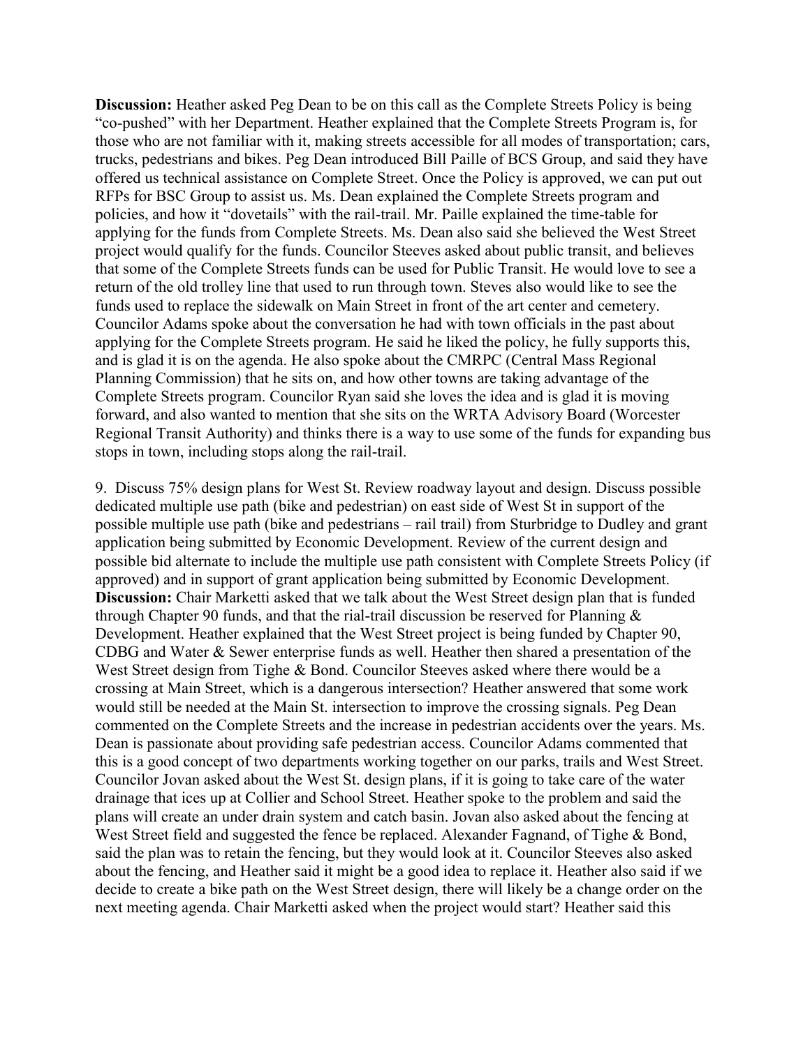**Discussion:** Heather asked Peg Dean to be on this call as the Complete Streets Policy is being "co-pushed" with her Department. Heather explained that the Complete Streets Program is, for those who are not familiar with it, making streets accessible for all modes of transportation; cars, trucks, pedestrians and bikes. Peg Dean introduced Bill Paille of BCS Group, and said they have offered us technical assistance on Complete Street. Once the Policy is approved, we can put out RFPs for BSC Group to assist us. Ms. Dean explained the Complete Streets program and policies, and how it "dovetails" with the rail-trail. Mr. Paille explained the time-table for applying for the funds from Complete Streets. Ms. Dean also said she believed the West Street project would qualify for the funds. Councilor Steeves asked about public transit, and believes that some of the Complete Streets funds can be used for Public Transit. He would love to see a return of the old trolley line that used to run through town. Steves also would like to see the funds used to replace the sidewalk on Main Street in front of the art center and cemetery. Councilor Adams spoke about the conversation he had with town officials in the past about applying for the Complete Streets program. He said he liked the policy, he fully supports this, and is glad it is on the agenda. He also spoke about the CMRPC (Central Mass Regional Planning Commission) that he sits on, and how other towns are taking advantage of the Complete Streets program. Councilor Ryan said she loves the idea and is glad it is moving forward, and also wanted to mention that she sits on the WRTA Advisory Board (Worcester Regional Transit Authority) and thinks there is a way to use some of the funds for expanding bus stops in town, including stops along the rail-trail.

9. Discuss 75% design plans for West St. Review roadway layout and design. Discuss possible dedicated multiple use path (bike and pedestrian) on east side of West St in support of the possible multiple use path (bike and pedestrians – rail trail) from Sturbridge to Dudley and grant application being submitted by Economic Development. Review of the current design and possible bid alternate to include the multiple use path consistent with Complete Streets Policy (if approved) and in support of grant application being submitted by Economic Development.
**Discussion:** Chair Marketti asked that we talk about the West Street design plan that is funded through Chapter 90 funds, and that the rial-trail discussion be reserved for Planning & Development. Heather explained that the West Street project is being funded by Chapter 90, CDBG and Water & Sewer enterprise funds as well. Heather then shared a presentation of the West Street design from Tighe & Bond. Councilor Steeves asked where there would be a crossing at Main Street, which is a dangerous intersection? Heather answered that some work would still be needed at the Main St. intersection to improve the crossing signals. Peg Dean commented on the Complete Streets and the increase in pedestrian accidents over the years. Ms. Dean is passionate about providing safe pedestrian access. Councilor Adams commented that this is a good concept of two departments working together on our parks, trails and West Street. Councilor Jovan asked about the West St. design plans, if it is going to take care of the water drainage that ices up at Collier and School Street. Heather spoke to the problem and said the plans will create an under drain system and catch basin. Jovan also asked about the fencing at West Street field and suggested the fence be replaced. Alexander Fagnand, of Tighe & Bond, said the plan was to retain the fencing, but they would look at it. Councilor Steeves also asked about the fencing, and Heather said it might be a good idea to replace it. Heather also said if we decide to create a bike path on the West Street design, there will likely be a change order on the next meeting agenda. Chair Marketti asked when the project would start? Heather said this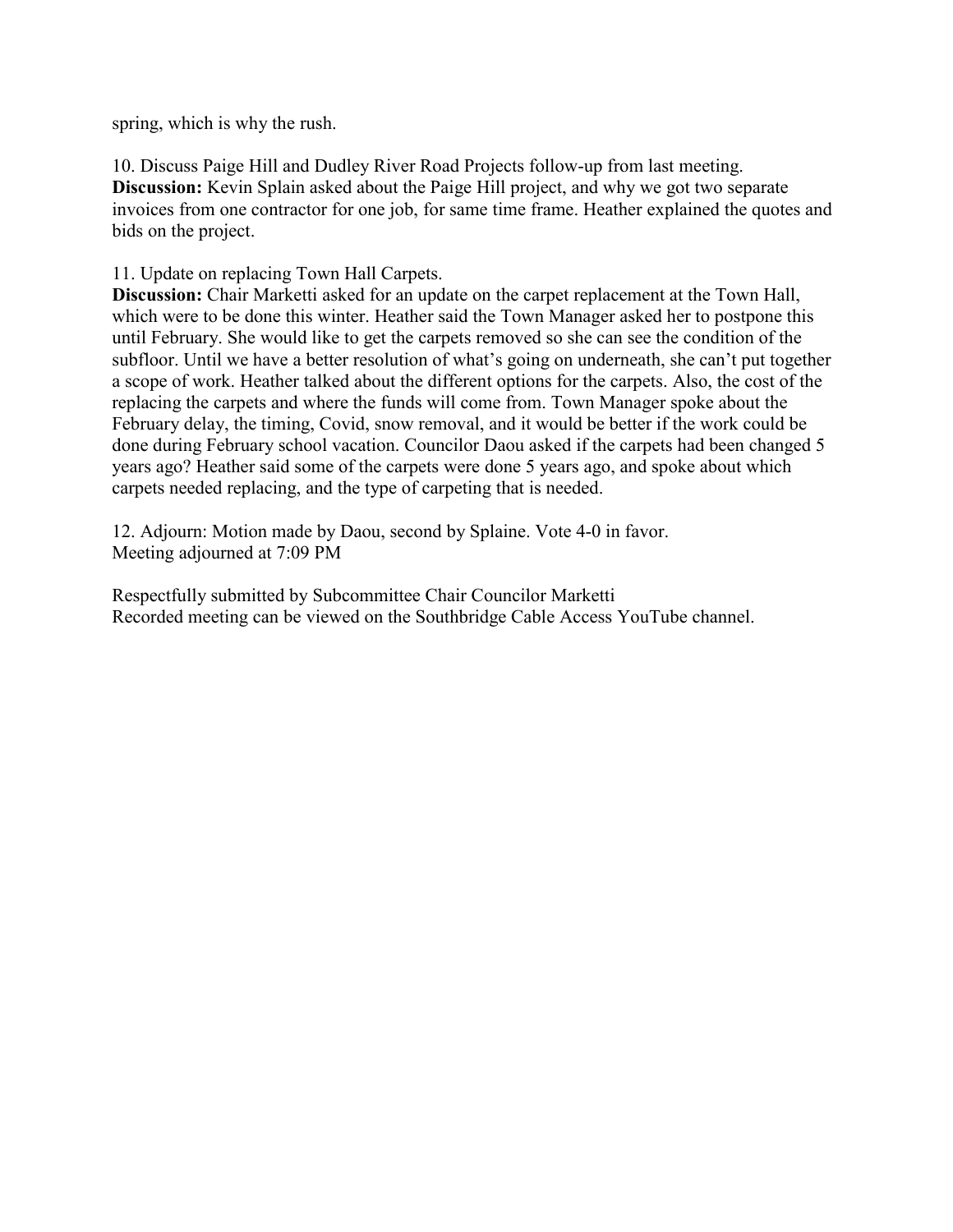spring, which is why the rush.

10. Discuss Paige Hill and Dudley River Road Projects follow-up from last meeting.
**Discussion:** Kevin Splain asked about the Paige Hill project, and why we got two separate invoices from one contractor for one job, for same time frame. Heather explained the quotes and bids on the project.

11. Update on replacing Town Hall Carpets.
**Discussion:** Chair Marketti asked for an update on the carpet replacement at the Town Hall, which were to be done this winter. Heather said the Town Manager asked her to postpone this until February. She would like to get the carpets removed so she can see the condition of the subfloor. Until we have a better resolution of what's going on underneath, she can't put together a scope of work. Heather talked about the different options for the carpets. Also, the cost of the replacing the carpets and where the funds will come from. Town Manager spoke about the February delay, the timing, Covid, snow removal, and it would be better if the work could be done during February school vacation. Councilor Daou asked if the carpets had been changed 5 years ago? Heather said some of the carpets were done 5 years ago, and spoke about which carpets needed replacing, and the type of carpeting that is needed.

12. Adjourn: Motion made by Daou, second by Splaine. Vote 4-0 in favor.
Meeting adjourned at 7:09 PM

Respectfully submitted by Subcommittee Chair Councilor Marketti
Recorded meeting can be viewed on the Southbridge Cable Access YouTube channel.